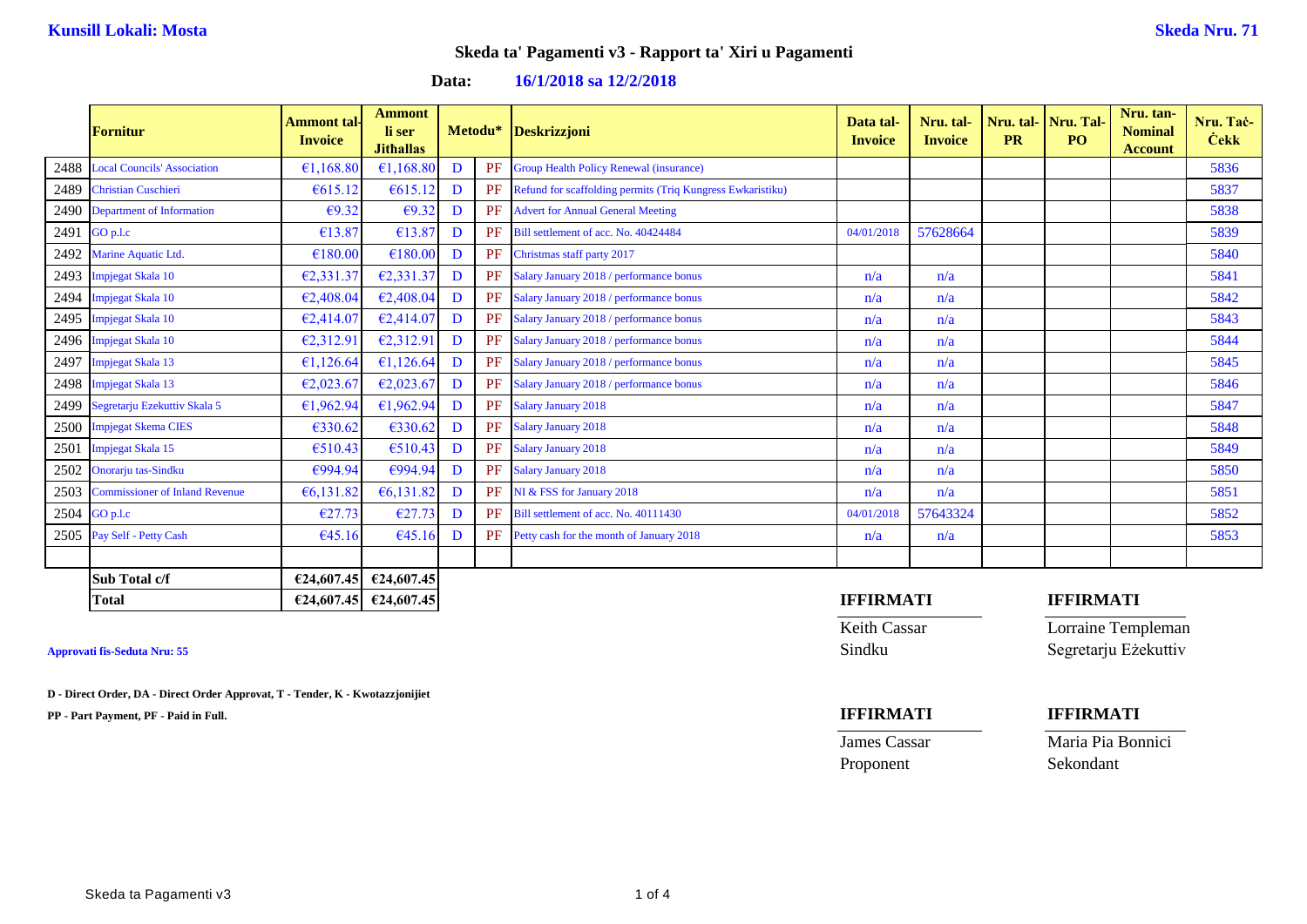**Kunsill Lokali: Mosta** **Skeda Nru. 71**

## Skeda ta' Pagamenti v3 - Rapport ta' Xiri u Pagamenti

**Data:** **16/1/2018 sa 12/2/2018**

| | Fornitur | Ammont tal-Invoice | Ammont li ser Jithallas | Metodu* | | Deskrizzjoni | Data tal-Invoice | Nru. tal-Invoice | Nru. tal-PR | Nru. Tal-PO | Nru. tan-Nominal Account | Nru. Taċ-Ċekk |
|---|---|---|---|---|---|---|---|---|---|---|---|---|
| 2488 | Local Councils' Association | €1,168.80 | €1,168.80 | D | PF | Group Health Policy Renewal (insurance) | | | | | | 5836 |
| 2489 | Christian Cuschieri | €615.12 | €615.12 | D | PF | Refund for scaffolding permits (Triq Kungress Ewkaristiku) | | | | | | 5837 |
| 2490 | Department of Information | €9.32 | €9.32 | D | PF | Advert for Annual General Meeting | | | | | | 5838 |
| 2491 | GO p.l.c | €13.87 | €13.87 | D | PF | Bill settlement of acc. No. 40424484 | 04/01/2018 | 57628664 | | | | 5839 |
| 2492 | Marine Aquatic Ltd. | €180.00 | €180.00 | D | PF | Christmas staff party 2017 | | | | | | 5840 |
| 2493 | Impjegat Skala 10 | €2,331.37 | €2,331.37 | D | PF | Salary January 2018 / performance bonus | n/a | n/a | | | | 5841 |
| 2494 | Impjegat Skala 10 | €2,408.04 | €2,408.04 | D | PF | Salary January 2018 / performance bonus | n/a | n/a | | | | 5842 |
| 2495 | Impjegat Skala 10 | €2,414.07 | €2,414.07 | D | PF | Salary January 2018 / performance bonus | n/a | n/a | | | | 5843 |
| 2496 | Impjegat Skala 10 | €2,312.91 | €2,312.91 | D | PF | Salary January 2018 / performance bonus | n/a | n/a | | | | 5844 |
| 2497 | Impjegat Skala 13 | €1,126.64 | €1,126.64 | D | PF | Salary January 2018 / performance bonus | n/a | n/a | | | | 5845 |
| 2498 | Impjegat Skala 13 | €2,023.67 | €2,023.67 | D | PF | Salary January 2018 / performance bonus | n/a | n/a | | | | 5846 |
| 2499 | Segretarju Ezekuttiv Skala 5 | €1,962.94 | €1,962.94 | D | PF | Salary January 2018 | n/a | n/a | | | | 5847 |
| 2500 | Impjegat Skema CIES | €330.62 | €330.62 | D | PF | Salary January 2018 | n/a | n/a | | | | 5848 |
| 2501 | Impjegat Skala 15 | €510.43 | €510.43 | D | PF | Salary January 2018 | n/a | n/a | | | | 5849 |
| 2502 | Onorarju tas-Sindku | €994.94 | €994.94 | D | PF | Salary January 2018 | n/a | n/a | | | | 5850 |
| 2503 | Commissioner of Inland Revenue | €6,131.82 | €6,131.82 | D | PF | NI & FSS for January 2018 | n/a | n/a | | | | 5851 |
| 2504 | GO p.l.c | €27.73 | €27.73 | D | PF | Bill settlement of acc. No. 40111430 | 04/01/2018 | 57643324 | | | | 5852 |
| 2505 | Pay Self - Petty Cash | €45.16 | €45.16 | D | PF | Petty cash for the month of January 2018 | n/a | n/a | | | | 5853 |
| | | | | | | | | | | | | |
| | **Sub Total c/f** | **€24,607.45** | **€24,607.45** | | | | | | | | | |
| | **Total** | **€24,607.45** | **€24,607.45** | | | | | | | | | |

**Approvati fis-Seduta Nru: 55**

**D - Direct Order, DA - Direct Order Approvat, T - Tender, K - Kwotazzjonijiet**

**PP - Part Payment, PF - Paid in Full.**

| **IFFIRMATI** | **IFFIRMATI** |
|---|---|
| Keith Cassar | Lorraine Templeman |
| Sindku | Segretarju Eżekuttiv |

| **IFFIRMATI** | **IFFIRMATI** |
|---|---|
| James Cassar | Maria Pia Bonnici |
| Proponent | Sekondant |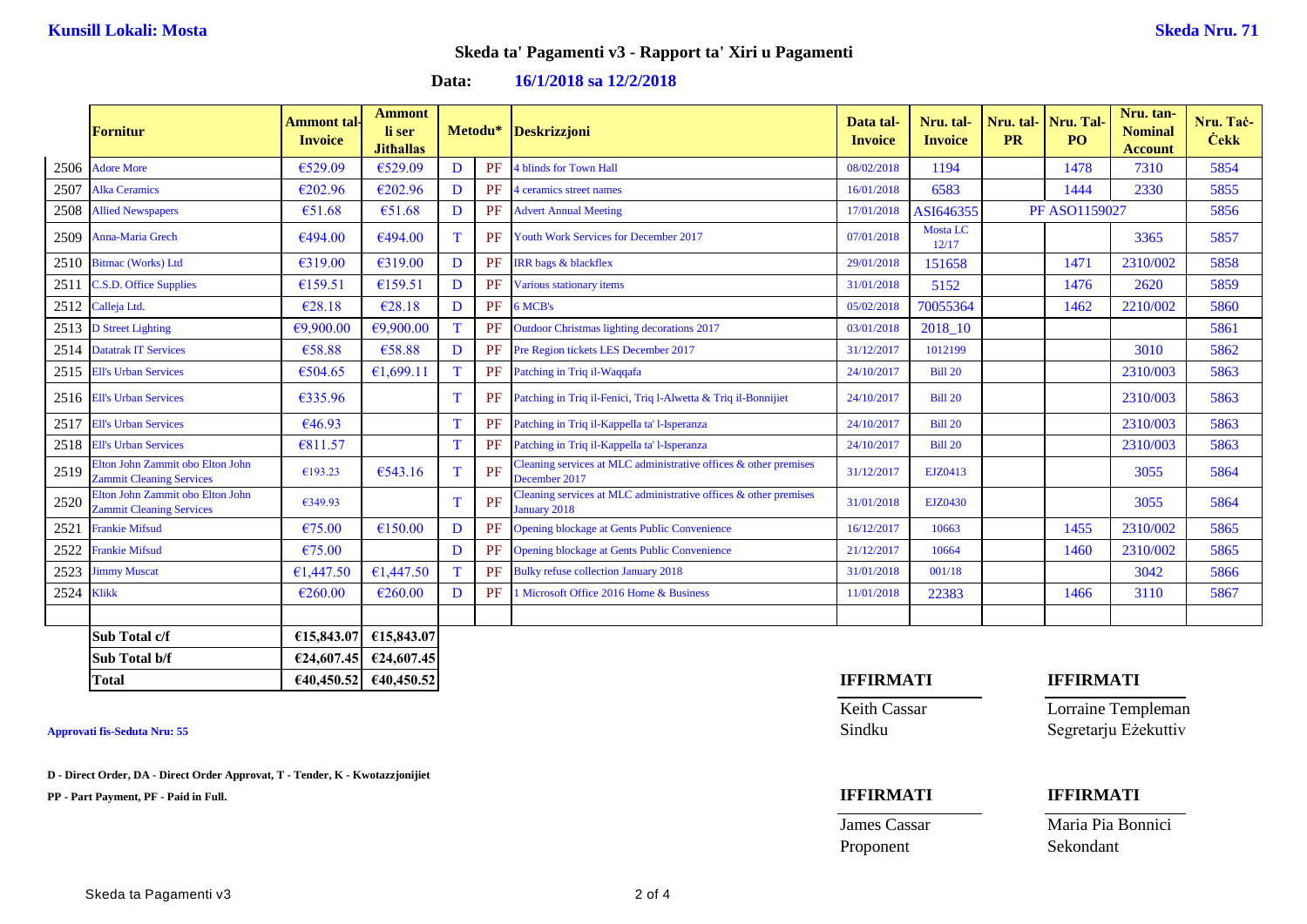**Kunsill Lokali: Mosta**

**Skeda Nru. 71**

## Skeda ta' Pagamenti v3 - Rapport ta' Xiri u Pagamenti

**Data:** **16/1/2018 sa 12/2/2018**

| | Fornitur | Ammont tal-Invoice | Ammont li ser Jithallas | Metodu* | | Deskrizzjoni | Data tal-Invoice | Nru. tal-Invoice | Nru. tal-PR | Nru. Tal-PO | Nru. tan-Nominal Account | Nru. Taċ-Ċekk |
|---|---|---|---|---|---|---|---|---|---|---|---|---|
| 2506 | Adore More | €529.09 | €529.09 | D | PF | 4 blinds for Town Hall | 08/02/2018 | 1194 | | 1478 | 7310 | 5854 |
| 2507 | Alka Ceramics | €202.96 | €202.96 | D | PF | 4 ceramics street names | 16/01/2018 | 6583 | | 1444 | 2330 | 5855 |
| 2508 | Allied Newspapers | €51.68 | €51.68 | D | PF | Advert Annual Meeting | 17/01/2018 | ASI646355 | PF ASO1159027 | | | 5856 |
| 2509 | Anna-Maria Grech | €494.00 | €494.00 | T | PF | Youth Work Services for December 2017 | 07/01/2018 | Mosta LC 12/17 | | | 3365 | 5857 |
| 2510 | Bitmac (Works) Ltd | €319.00 | €319.00 | D | PF | IRR bags & blackflex | 29/01/2018 | 151658 | | 1471 | 2310/002 | 5858 |
| 2511 | C.S.D. Office Supplies | €159.51 | €159.51 | D | PF | Various stationary items | 31/01/2018 | 5152 | | 1476 | 2620 | 5859 |
| 2512 | Calleja Ltd. | €28.18 | €28.18 | D | PF | 6 MCB's | 05/02/2018 | 70055364 | | 1462 | 2210/002 | 5860 |
| 2513 | D Street Lighting | €9,900.00 | €9,900.00 | T | PF | Outdoor Christmas lighting decorations 2017 | 03/01/2018 | 2018_10 | | | | 5861 |
| 2514 | Datatrak IT Services | €58.88 | €58.88 | D | PF | Pre Region tickets LES December 2017 | 31/12/2017 | 1012199 | | | 3010 | 5862 |
| 2515 | Ell's Urban Services | €504.65 | €1,699.11 | T | PF | Patching in Triq il-Waqqafa | 24/10/2017 | Bill 20 | | | 2310/003 | 5863 |
| 2516 | Ell's Urban Services | €335.96 | | T | PF | Patching in Triq il-Fenici, Triq l-Alwetta & Triq il-Bonnijiet | 24/10/2017 | Bill 20 | | | 2310/003 | 5863 |
| 2517 | Ell's Urban Services | €46.93 | | T | PF | Patching in Triq il-Kappella ta' l-Isperanza | 24/10/2017 | Bill 20 | | | 2310/003 | 5863 |
| 2518 | Ell's Urban Services | €811.57 | | T | PF | Patching in Triq il-Kappella ta' l-Isperanza | 24/10/2017 | Bill 20 | | | 2310/003 | 5863 |
| 2519 | Elton John Zammit obo Elton John Zammit Cleaning Services | €193.23 | €543.16 | T | PF | Cleaning services at MLC administrative offices & other premises December 2017 | 31/12/2017 | EJZ0413 | | | 3055 | 5864 |
| 2520 | Elton John Zammit obo Elton John Zammit Cleaning Services | €349.93 | | T | PF | Cleaning services at MLC administrative offices & other premises January 2018 | 31/01/2018 | EJZ0430 | | | 3055 | 5864 |
| 2521 | Frankie Mifsud | €75.00 | €150.00 | D | PF | Opening blockage at Gents Public Convenience | 16/12/2017 | 10663 | | 1455 | 2310/002 | 5865 |
| 2522 | Frankie Mifsud | €75.00 | | D | PF | Opening blockage at Gents Public Convenience | 21/12/2017 | 10664 | | 1460 | 2310/002 | 5865 |
| 2523 | Jimmy Muscat | €1,447.50 | €1,447.50 | T | PF | Bulky refuse collection January 2018 | 31/01/2018 | 001/18 | | | 3042 | 5866 |
| 2524 | Klikk | €260.00 | €260.00 | D | PF | 1 Microsoft Office 2016 Home & Business | 11/01/2018 | 22383 | | 1466 | 3110 | 5867 |
| | | | | | | | | | | | | |
| | **Sub Total c/f** | **€15,843.07** | **€15,843.07** | | | | | | | | | |
| | **Sub Total b/f** | **€24,607.45** | **€24,607.45** | | | | | | | | | |
| | **Total** | **€40,450.52** | **€40,450.52** | | | | | | | | | |

**Approvati fis-Seduta Nru: 55**

**D - Direct Order, DA - Direct Order Approvat, T - Tender, K - Kwotazzjonijiet**

**PP - Part Payment, PF - Paid in Full.**

**IFFIRMATI**

Keith Cassar
Sindku

**IFFIRMATI**

Lorraine Templeman
Segretarju Eżekuttiv

**IFFIRMATI**

James Cassar
Proponent

**IFFIRMATI**

Maria Pia Bonnici
Sekondant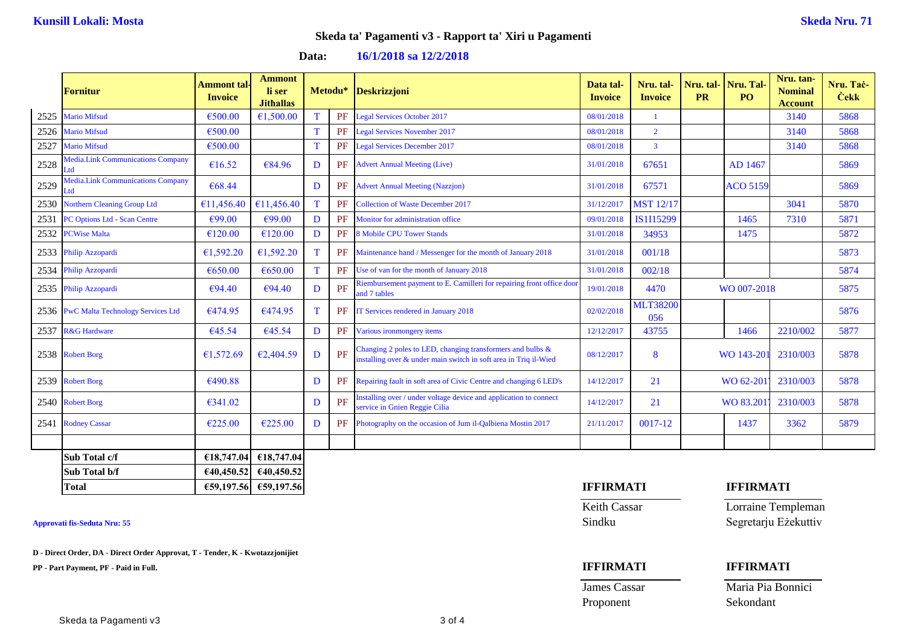**Kunsill Lokali: Mosta**

**Skeda Nru. 71**

## Skeda ta' Pagamenti v3 - Rapport ta' Xiri u Pagamenti

**Data: 16/1/2018 sa 12/2/2018**

| | Fornitur | Ammont tal-Invoice | Ammont li ser Jithallas | Metodu* | | Deskrizzjoni | Data tal-Invoice | Nru. tal-Invoice | Nru. tal-PR | Nru. Tal-PO | Nru. tan-Nominal Account | Nru. Taċ-Ċekk |
|---|---|---|---|---|---|---|---|---|---|---|---|---|
| 2525 | Mario Mifsud | €500.00 | €1,500.00 | T | PF | Legal Services October 2017 | 08/01/2018 | 1 | | | 3140 | 5868 |
| 2526 | Mario Mifsud | €500.00 | | T | PF | Legal Services November 2017 | 08/01/2018 | 2 | | | 3140 | 5868 |
| 2527 | Mario Mifsud | €500.00 | | T | PF | Legal Services December 2017 | 08/01/2018 | 3 | | | 3140 | 5868 |
| 2528 | Media.Link Communications Company Ltd | €16.52 | €84.96 | D | PF | Advert Annual Meeting (Live) | 31/01/2018 | 67651 | | AD 1467 | | 5869 |
| 2529 | Media.Link Communications Company Ltd | €68.44 | | D | PF | Advert Annual Meeting (Nazzjon) | 31/01/2018 | 67571 | | ACO 5159 | | 5869 |
| 2530 | Northern Cleaning Group Ltd | €11,456.40 | €11,456.40 | T | PF | Collection of Waste December 2017 | 31/12/2017 | MST 12/17 | | | 3041 | 5870 |
| 2531 | PC Options Ltd - Scan Centre | €99.00 | €99.00 | D | PF | Monitor for administration office | 09/01/2018 | IS1I15299 | | 1465 | 7310 | 5871 |
| 2532 | PCWise Malta | €120.00 | €120.00 | D | PF | 8 Mobile CPU Tower Stands | 31/01/2018 | 34953 | | 1475 | | 5872 |
| 2533 | Philip Azzopardi | €1,592.20 | €1,592.20 | T | PF | Maintenance hand / Messenger for the month of January 2018 | 31/01/2018 | 001/18 | | | | 5873 |
| 2534 | Philip Azzopardi | €650.00 | €650.00 | T | PF | Use of van for the month of January 2018 | 31/01/2018 | 002/18 | | | | 5874 |
| 2535 | Philip Azzopardi | €94.40 | €94.40 | D | PF | Riembursement payment to E. Camilleri for repairing front office door and 7 tables | 19/01/2018 | 4470 | WO 007-2018 | | | 5875 |
| 2536 | PwC Malta Technology Services Ltd | €474.95 | €474.95 | T | PF | IT Services rendered in January 2018 | 02/02/2018 | MLT38200056 | | | | 5876 |
| 2537 | R&G Hardware | €45.54 | €45.54 | D | PF | Various ironmongery items | 12/12/2017 | 43755 | | 1466 | 2210/002 | 5877 |
| 2538 | Robert Borg | €1,572.69 | €2,404.59 | D | PF | Changing 2 poles to LED, changing transformers and bulbs & installing over & under main switch in soft area in Triq il-Wied | 08/12/2017 | 8 | | WO 143-201 | 2310/003 | 5878 |
| 2539 | Robert Borg | €490.88 | | D | PF | Repairing fault in soft area of Civic Centre and changing 6 LED's | 14/12/2017 | 21 | | WO 62-201 | 2310/003 | 5878 |
| 2540 | Robert Borg | €341.02 | | D | PF | Installing over / under voltage device and application to connect service in Gnien Reggie Cilia | 14/12/2017 | 21 | | WO 83.201 | 2310/003 | 5878 |
| 2541 | Rodney Cassar | €225.00 | €225.00 | D | PF | Photography on the occasion of Jum il-Qalbiena Mostin 2017 | 21/11/2017 | 0017-12 | | 1437 | 3362 | 5879 |

| | | |
|---|---|---|
| **Sub Total c/f** | **€18,747.04** | **€18,747.04** |
| **Sub Total b/f** | **€40,450.52** | **€40,450.52** |
| **Total** | **€59,197.56** | **€59,197.56** |

**Approvati fis-Seduta Nru: 55**

**D - Direct Order, DA - Direct Order Approvat, T - Tender, K - Kwotazzjonijiet**

**PP - Part Payment, PF - Paid in Full.**

**IFFIRMATI**

Keith Cassar
Sindku

**IFFIRMATI**

Lorraine Templeman
Segretarju Eżekuttiv

**IFFIRMATI**

James Cassar
Proponent

**IFFIRMATI**

Maria Pia Bonnici
Sekondant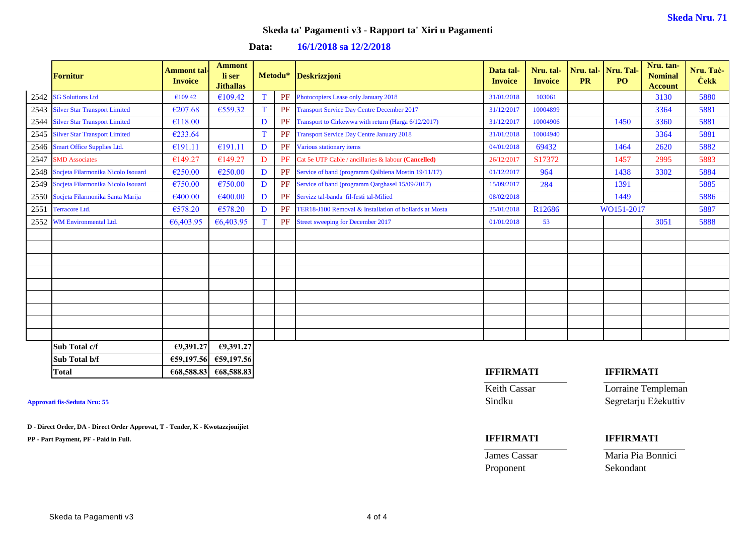**Skeda Nru. 71**

## Skeda ta' Pagamenti v3 - Rapport ta' Xiri u Pagamenti

**Data:** **16/1/2018 sa 12/2/2018**

| | Fornitur | Ammont tal-Invoice | Ammont li ser Jithallas | Metodu* | | Deskrizzjoni | Data tal-Invoice | Nru. tal-Invoice | Nru. tal-PR | Nru. Tal-PO | Nru. tan-Nominal Account | Nru. Taċ-Ċekk |
|---|---|---|---|---|---|---|---|---|---|---|---|---|
| 2542 | SG Solutions Ltd | €109.42 | €109.42 | T | PF | Photocopiers Lease only January 2018 | 31/01/2018 | 103061 | | | 3130 | 5880 |
| 2543 | Silver Star Transport Limited | €207.68 | €559.32 | T | PF | Transport Service Day Centre December 2017 | 31/12/2017 | 10004899 | | | 3364 | 5881 |
| 2544 | Silver Star Transport Limited | €118.00 | | D | PF | Transport to Cirkewwa with return (Harga 6/12/2017) | 31/12/2017 | 10004906 | | 1450 | 3360 | 5881 |
| 2545 | Silver Star Transport Limited | €233.64 | | T | PF | Transport Service Day Centre January 2018 | 31/01/2018 | 10004940 | | | 3364 | 5881 |
| 2546 | Smart Office Supplies Ltd. | €191.11 | €191.11 | D | PF | Various stationary items | 04/01/2018 | 69432 | | 1464 | 2620 | 5882 |
| 2547 | SMD Associates | €149.27 | €149.27 | D | PF | Cat 5e UTP Cable / ancillaries & labour **(Cancelled)** | 26/12/2017 | S17372 | | 1457 | 2995 | 5883 |
| 2548 | Socjeta Filarmonika Nicolo Isouard | €250.00 | €250.00 | D | PF | Service of band (programm Qalbiena Mostin 19/11/17) | 01/12/2017 | 964 | | 1438 | 3302 | 5884 |
| 2549 | Socjeta Filarmonika Nicolo Isouard | €750.00 | €750.00 | D | PF | Service of band (programm Qarghasel 15/09/2017) | 15/09/2017 | 284 | | 1391 | | 5885 |
| 2550 | Socjeta Filarmonika Santa Marija | €400.00 | €400.00 | D | PF | Servizz tal-banda fil-festi tal-Milied | 08/02/2018 | | | 1449 | | 5886 |
| 2551 | Terracore Ltd. | €578.20 | €578.20 | D | PF | TER18-J100 Removal & Installation of bollards at Mosta | 25/01/2018 | R12686 | WO151-2017 | | | 5887 |
| 2552 | WM Environmental Ltd. | €6,403.95 | €6,403.95 | T | PF | Street sweeping for December 2017 | 01/01/2018 | 53 | | | 3051 | 5888 |
| | **Sub Total c/f** | **€9,391.27** | **€9,391.27** | | | | | | | | | |
| | **Sub Total b/f** | **€59,197.56** | **€59,197.56** | | | | | | | | | |
| | **Total** | **€68,588.83** | **€68,588.83** | | | | | | | | | |

**Approvati fis-Seduta Nru: 55**

**D - Direct Order, DA - Direct Order Approvat, T - Tender, K - Kwotazzjonijiet**

**PP - Part Payment, PF - Paid in Full.**

**IFFIRMATI**
Keith Cassar
Sindku

**IFFIRMATI**
Lorraine Templeman
Segretarju Eżekuttiv

**IFFIRMATI**
James Cassar
Proponent

**IFFIRMATI**
Maria Pia Bonnici
Sekondant

Skeda ta Pagamenti v3